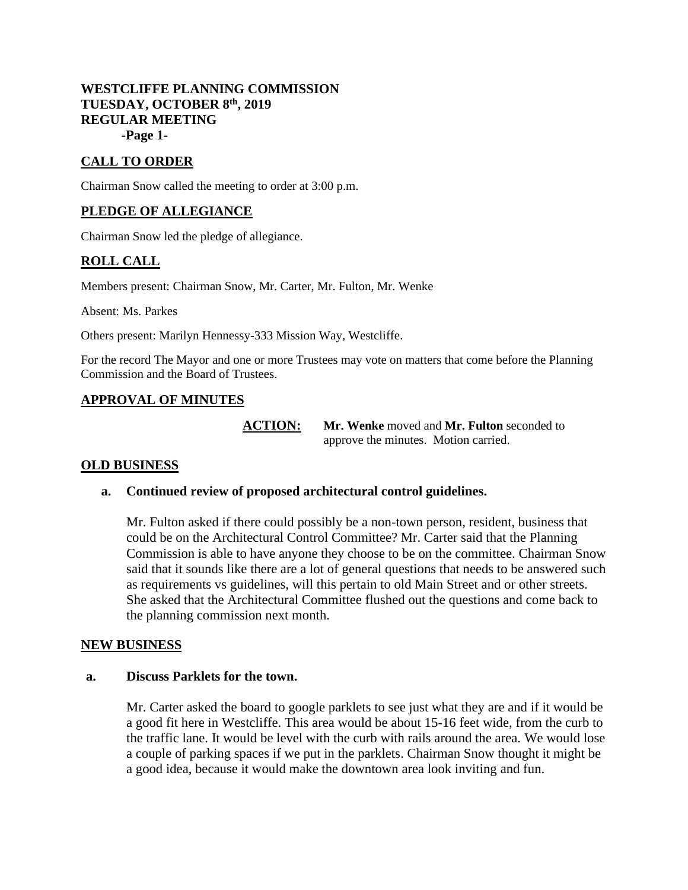**WESTCLIFFE PLANNING COMMISSION**
**TUESDAY, OCTOBER 8th, 2019**
**REGULAR MEETING**
**-Page 1-**

## CALL TO ORDER

Chairman Snow called the meeting to order at 3:00 p.m.

## PLEDGE OF ALLEGIANCE

Chairman Snow led the pledge of allegiance.

## ROLL CALL

Members present: Chairman Snow, Mr. Carter, Mr. Fulton, Mr. Wenke

Absent: Ms. Parkes

Others present: Marilyn Hennessy-333 Mission Way, Westcliffe.

For the record The Mayor and one or more Trustees may vote on matters that come before the Planning Commission and the Board of Trustees.

## APPROVAL OF MINUTES

**ACTION:** **Mr. Wenke** moved and **Mr. Fulton** seconded to approve the minutes. Motion carried.

## OLD BUSINESS

**a. Continued review of proposed architectural control guidelines.**

Mr. Fulton asked if there could possibly be a non-town person, resident, business that could be on the Architectural Control Committee? Mr. Carter said that the Planning Commission is able to have anyone they choose to be on the committee. Chairman Snow said that it sounds like there are a lot of general questions that needs to be answered such as requirements vs guidelines, will this pertain to old Main Street and or other streets. She asked that the Architectural Committee flushed out the questions and come back to the planning commission next month.

## NEW BUSINESS

**a. Discuss Parklets for the town.**

Mr. Carter asked the board to google parklets to see just what they are and if it would be a good fit here in Westcliffe. This area would be about 15-16 feet wide, from the curb to the traffic lane. It would be level with the curb with rails around the area. We would lose a couple of parking spaces if we put in the parklets. Chairman Snow thought it might be a good idea, because it would make the downtown area look inviting and fun.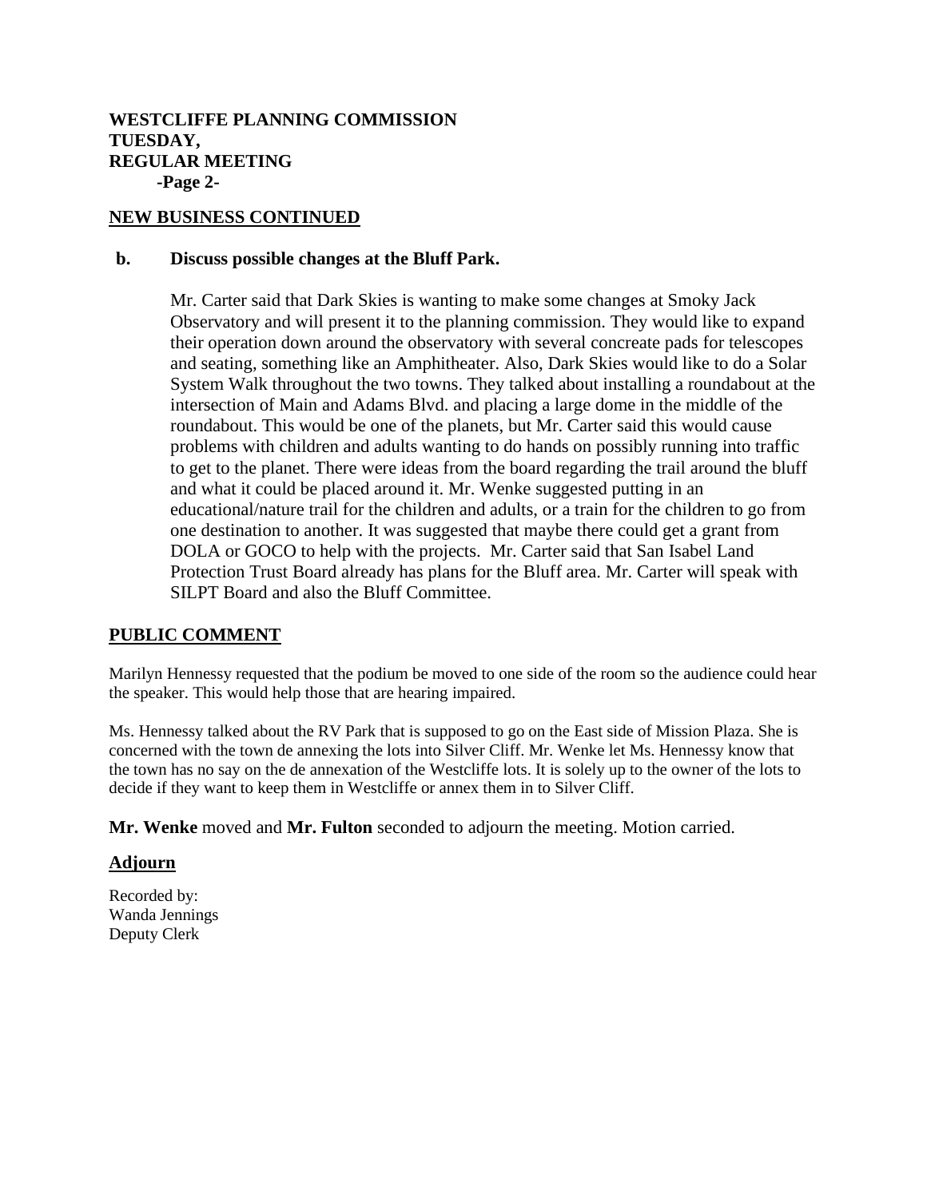**WESTCLIFFE PLANNING COMMISSION**
**TUESDAY,**
**REGULAR MEETING**
**-Page 2-**

## NEW BUSINESS CONTINUED

**b. Discuss possible changes at the Bluff Park.**

Mr. Carter said that Dark Skies is wanting to make some changes at Smoky Jack Observatory and will present it to the planning commission. They would like to expand their operation down around the observatory with several concreate pads for telescopes and seating, something like an Amphitheater. Also, Dark Skies would like to do a Solar System Walk throughout the two towns. They talked about installing a roundabout at the intersection of Main and Adams Blvd. and placing a large dome in the middle of the roundabout. This would be one of the planets, but Mr. Carter said this would cause problems with children and adults wanting to do hands on possibly running into traffic to get to the planet. There were ideas from the board regarding the trail around the bluff and what it could be placed around it. Mr. Wenke suggested putting in an educational/nature trail for the children and adults, or a train for the children to go from one destination to another. It was suggested that maybe there could get a grant from DOLA or GOCO to help with the projects. Mr. Carter said that San Isabel Land Protection Trust Board already has plans for the Bluff area. Mr. Carter will speak with SILPT Board and also the Bluff Committee.

## PUBLIC COMMENT

Marilyn Hennessy requested that the podium be moved to one side of the room so the audience could hear the speaker. This would help those that are hearing impaired.

Ms. Hennessy talked about the RV Park that is supposed to go on the East side of Mission Plaza. She is concerned with the town de annexing the lots into Silver Cliff. Mr. Wenke let Ms. Hennessy know that the town has no say on the de annexation of the Westcliffe lots. It is solely up to the owner of the lots to decide if they want to keep them in Westcliffe or annex them in to Silver Cliff.

**Mr. Wenke** moved and **Mr. Fulton** seconded to adjourn the meeting. Motion carried.

## Adjourn

Recorded by:
Wanda Jennings
Deputy Clerk